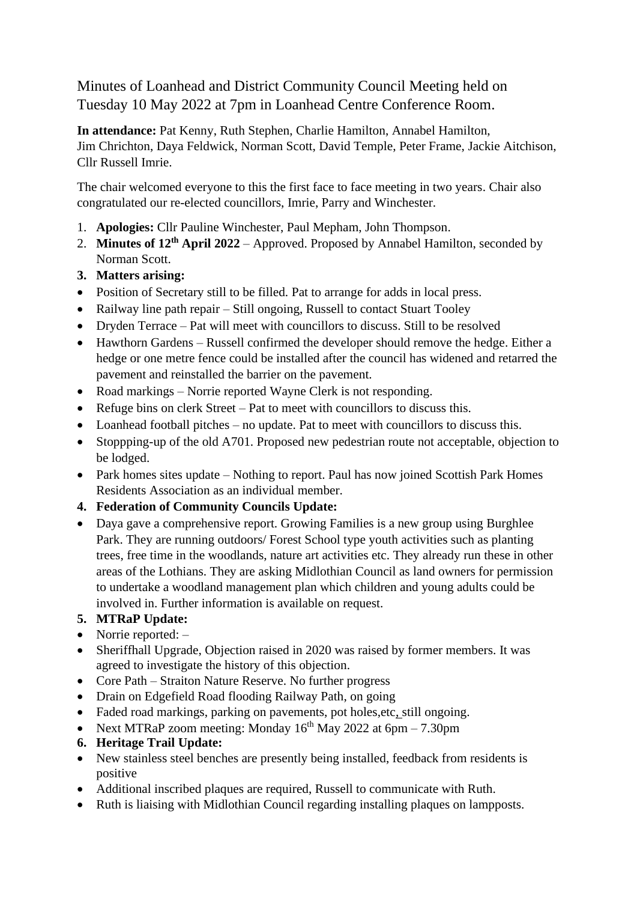Minutes of Loanhead and District Community Council Meeting held on Tuesday 10 May 2022 at 7pm in Loanhead Centre Conference Room.

**In attendance:** Pat Kenny, Ruth Stephen, Charlie Hamilton, Annabel Hamilton, Jim Chrichton, Daya Feldwick, Norman Scott, David Temple, Peter Frame, Jackie Aitchison, Cllr Russell Imrie.

The chair welcomed everyone to this the first face to face meeting in two years. Chair also congratulated our re-elected councillors, Imrie, Parry and Winchester.

1. **Apologies:** Cllr Pauline Winchester, Paul Mepham, John Thompson.
2. **Minutes of 12th April 2022** – Approved. Proposed by Annabel Hamilton, seconded by Norman Scott.
3. **Matters arising:**

- Position of Secretary still to be filled. Pat to arrange for adds in local press.
- Railway line path repair – Still ongoing, Russell to contact Stuart Tooley
- Dryden Terrace – Pat will meet with councillors to discuss. Still to be resolved
- Hawthorn Gardens – Russell confirmed the developer should remove the hedge. Either a hedge or one metre fence could be installed after the council has widened and retarred the pavement and reinstalled the barrier on the pavement.
- Road markings – Norrie reported Wayne Clerk is not responding.
- Refuge bins on clerk Street – Pat to meet with councillors to discuss this.
- Loanhead football pitches – no update. Pat to meet with councillors to discuss this.
- Stoppping-up of the old A701. Proposed new pedestrian route not acceptable, objection to be lodged.
- Park homes sites update – Nothing to report. Paul has now joined Scottish Park Homes Residents Association as an individual member.

4. **Federation of Community Councils Update:**

- Daya gave a comprehensive report. Growing Families is a new group using Burghlee Park. They are running outdoors/ Forest School type youth activities such as planting trees, free time in the woodlands, nature art activities etc. They already run these in other areas of the Lothians. They are asking Midlothian Council as land owners for permission to undertake a woodland management plan which children and young adults could be involved in. Further information is available on request.

5. **MTRaP Update:**

- Norrie reported: –
- Sheriffhall Upgrade, Objection raised in 2020 was raised by former members. It was agreed to investigate the history of this objection.
- Core Path – Straiton Nature Reserve. No further progress
- Drain on Edgefield Road flooding Railway Path, on going
- Faded road markings, parking on pavements, pot holes,etc, still ongoing.
- Next MTRaP zoom meeting: Monday 16th May 2022 at 6pm – 7.30pm

6. **Heritage Trail Update:**

- New stainless steel benches are presently being installed, feedback from residents is positive
- Additional inscribed plaques are required, Russell to communicate with Ruth.
- Ruth is liaising with Midlothian Council regarding installing plaques on lampposts.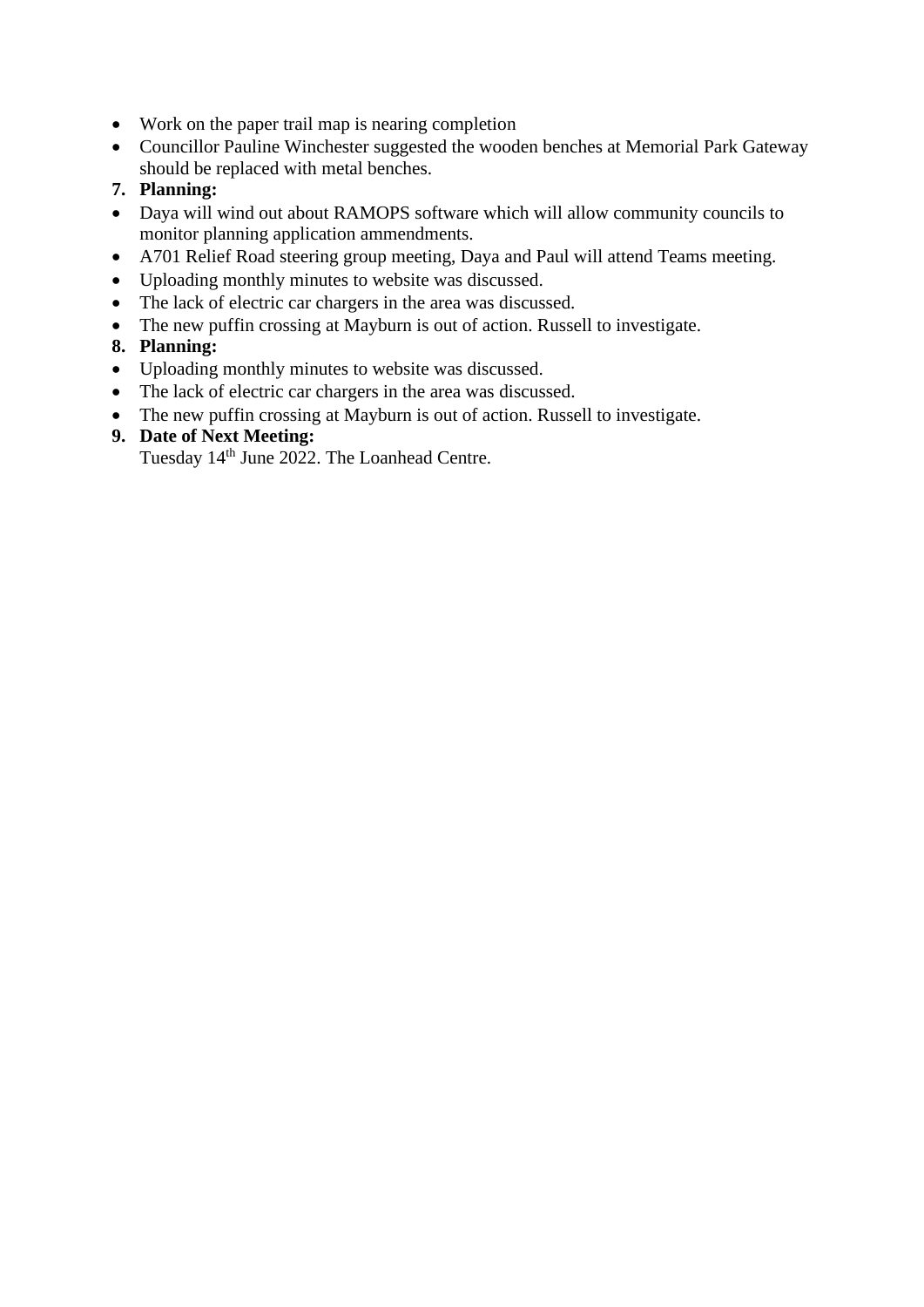- Work on the paper trail map is nearing completion
- Councillor Pauline Winchester suggested the wooden benches at Memorial Park Gateway should be replaced with metal benches.

7. **Planning:**

- Daya will wind out about RAMOPS software which will allow community councils to monitor planning application ammendments.
- A701 Relief Road steering group meeting, Daya and Paul will attend Teams meeting.
- Uploading monthly minutes to website was discussed.
- The lack of electric car chargers in the area was discussed.
- The new puffin crossing at Mayburn is out of action. Russell to investigate.

8. **Planning:**

- Uploading monthly minutes to website was discussed.
- The lack of electric car chargers in the area was discussed.
- The new puffin crossing at Mayburn is out of action. Russell to investigate.

9. **Date of Next Meeting:**
   Tuesday 14th June 2022. The Loanhead Centre.